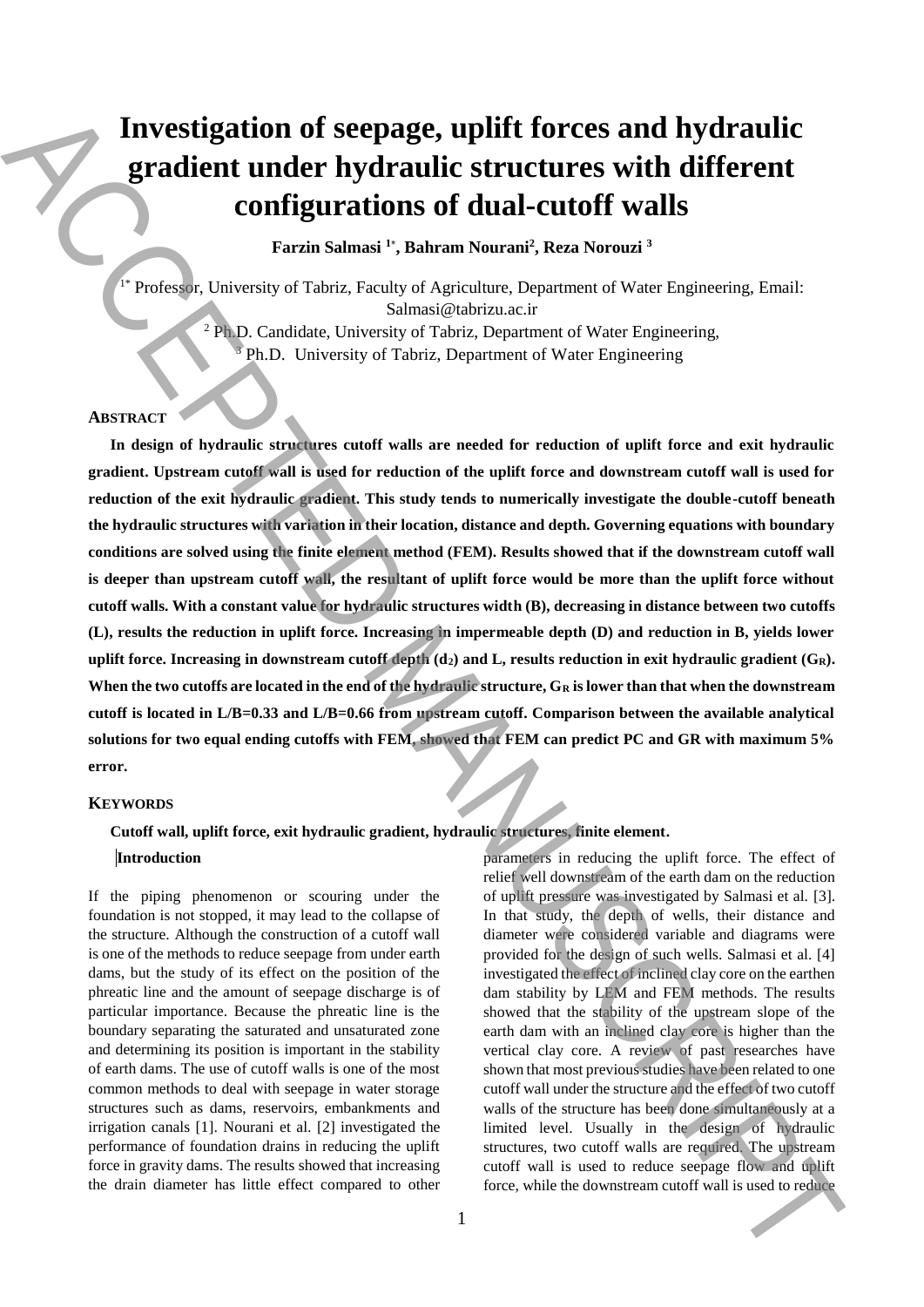# Investigation of seepage, uplift forces and hydraulic gradient under hydraulic structures with different configurations of dual-cutoff walls

**Farzin Salmasi [1*], Bahram Nourani[2], Reza Norouzi [3]**

[1*] Professor, University of Tabriz, Faculty of Agriculture, Department of Water Engineering, Email: Salmasi@tabrizu.ac.ir

[2] Ph.D. Candidate, University of Tabriz, Department of Water Engineering,

[3] Ph.D. University of Tabriz, Department of Water Engineering

## Abstract

**In design of hydraulic structures cutoff walls are needed for reduction of uplift force and exit hydraulic gradient. Upstream cutoff wall is used for reduction of the uplift force and downstream cutoff wall is used for reduction of the exit hydraulic gradient. This study tends to numerically investigate the double-cutoff beneath the hydraulic structures with variation in their location, distance and depth. Governing equations with boundary conditions are solved using the finite element method (FEM). Results showed that if the downstream cutoff wall is deeper than upstream cutoff wall, the resultant of uplift force would be more than the uplift force without cutoff walls. With a constant value for hydraulic structures width (B), decreasing in distance between two cutoffs (L), results the reduction in uplift force. Increasing in impermeable depth (D) and reduction in B, yields lower uplift force. Increasing in downstream cutoff depth ($d_2$) and L, results reduction in exit hydraulic gradient ($G_R$). When the two cutoffs are located in the end of the hydraulic structure, $G_R$ is lower than that when the downstream cutoff is located in L/B=0.33 and L/B=0.66 from upstream cutoff. Comparison between the available analytical solutions for two equal ending cutoffs with FEM, showed that FEM can predict PC and GR with maximum 5% error.**

## Keywords

**Cutoff wall, uplift force, exit hydraulic gradient, hydraulic structures, finite element.**

## Introduction

If the piping phenomenon or scouring under the foundation is not stopped, it may lead to the collapse of the structure. Although the construction of a cutoff wall is one of the methods to reduce seepage from under earth dams, but the study of its effect on the position of the phreatic line and the amount of seepage discharge is of particular importance. Because the phreatic line is the boundary separating the saturated and unsaturated zone and determining its position is important in the stability of earth dams. The use of cutoff walls is one of the most common methods to deal with seepage in water storage structures such as dams, reservoirs, embankments and irrigation canals [1]. Nourani et al. [2] investigated the performance of foundation drains in reducing the uplift force in gravity dams. The results showed that increasing the drain diameter has little effect compared to other parameters in reducing the uplift force. The effect of relief well downstream of the earth dam on the reduction of uplift pressure was investigated by Salmasi et al. [3]. In that study, the depth of wells, their distance and diameter were considered variable and diagrams were provided for the design of such wells. Salmasi et al. [4] investigated the effect of inclined clay core on the earthen dam stability by LEM and FEM methods. The results showed that the stability of the upstream slope of the earth dam with an inclined clay core is higher than the vertical clay core. A review of past researches have shown that most previous studies have been related to one cutoff wall under the structure and the effect of two cutoff walls of the structure has been done simultaneously at a limited level. Usually in the design of hydraulic structures, two cutoff walls are required. The upstream cutoff wall is used to reduce seepage flow and uplift force, while the downstream cutoff wall is used to reduce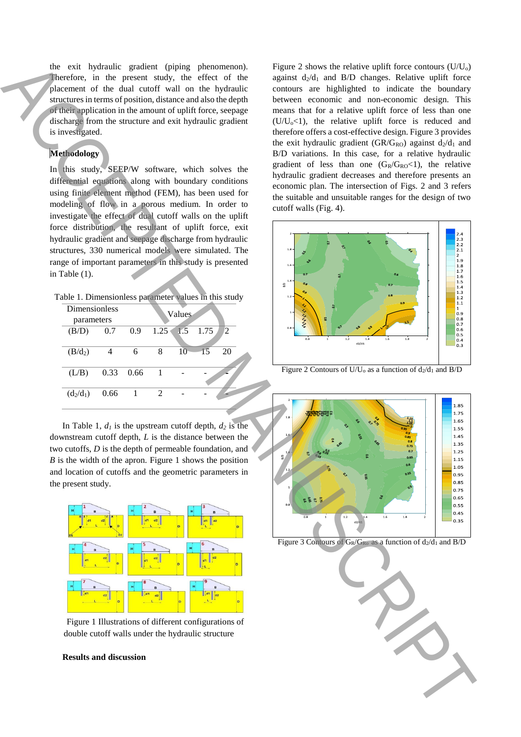the exit hydraulic gradient (piping phenomenon). Therefore, in the present study, the effect of the placement of the dual cutoff wall on the hydraulic structures in terms of position, distance and also the depth of their application in the amount of uplift force, seepage discharge from the structure and exit hydraulic gradient is investigated.

## Methodology

In this study, SEEP/W software, which solves the differential equations along with boundary conditions using finite element method (FEM), has been used for modeling of flow in a porous medium. In order to investigate the effect of dual cutoff walls on the uplift force distribution, the resultant of uplift force, exit hydraulic gradient and seepage discharge from hydraulic structures, 330 numerical models were simulated. The range of important parameters in this study is presented in Table (1).

Table 1. Dimensionless parameter values in this study

| Dimensionless parameters | Values | | | | | |
|---|---|---|---|---|---|---|
| (B/D) | 0.7 | 0.9 | 1.25 | 1.5 | 1.75 | 2 |
| (B/$d_2$) | 4 | 6 | 8 | 10 | 15 | 20 |
| (L/B) | 0.33 | 0.66 | 1 | - | - | - |
| ($d_2$/$d_1$) | 0.66 | 1 | 2 | - | - | - |

In Table 1, $d_1$ is the upstream cutoff depth, $d_2$ is the downstream cutoff depth, $L$ is the distance between the two cutoffs, $D$ is the depth of permeable foundation, and $B$ is the width of the apron. Figure 1 shows the position and location of cutoffs and the geometric parameters in the present study.

Figure 1 Illustrations of different configurations of double cutoff walls under the hydraulic structure

## Results and discussion

Figure 2 shows the relative uplift force contours ($U/U_o$) against $d_2/d_1$ and B/D changes. Relative uplift force contours are highlighted to indicate the boundary between economic and non-economic design. This means that for a relative uplift force of less than one ($U/U_o$<1), the relative uplift force is reduced and therefore offers a cost-effective design. Figure 3 provides the exit hydraulic gradient ($GR/G_{RO}$) against $d_2/d_1$ and B/D variations. In this case, for a relative hydraulic gradient of less than one ($G_R/G_{RO}$<1), the relative hydraulic gradient decreases and therefore presents an economic plan. The intersection of Figs. 2 and 3 refers the suitable and unsuitable ranges for the design of two cutoff walls (Fig. 4).

Figure 2 Contours of $U/U_o$ as a function of $d_2/d_1$ and B/D

Figure 3 Contours of $G_R/G_{Ro}$ as a function of $d_2/d_1$ and B/D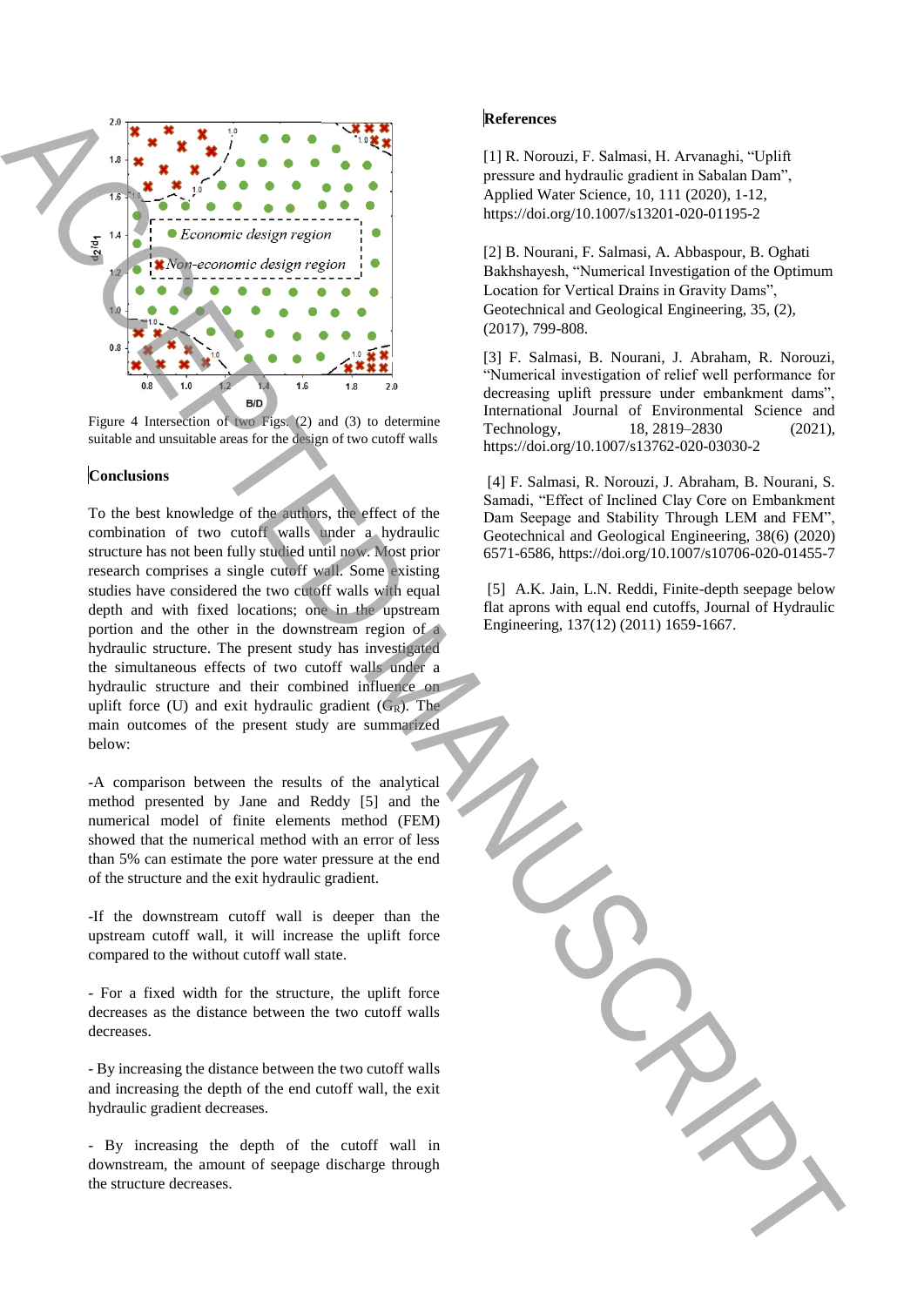2.0
1.8
1.6
1.4
1.2
1.0
0.8
$d_2/d_1$
0.8
1.0
1.2
1.4
1.6
1.8
2.0
B/D
1.0
Economic design region
Non-economic design region

Figure 4 Intersection of two Figs. (2) and (3) to determine suitable and unsuitable areas for the design of two cutoff walls

## Conclusions

To the best knowledge of the authors, the effect of the combination of two cutoff walls under a hydraulic structure has not been fully studied until now. Most prior research comprises a single cutoff wall. Some existing studies have considered the two cutoff walls with equal depth and with fixed locations; one in the upstream portion and the other in the downstream region of a hydraulic structure. The present study has investigated the simultaneous effects of two cutoff walls under a hydraulic structure and their combined influence on uplift force (U) and exit hydraulic gradient ($G_R$). The main outcomes of the present study are summarized below:

-A comparison between the results of the analytical method presented by Jane and Reddy [5] and the numerical model of finite elements method (FEM) showed that the numerical method with an error of less than 5% can estimate the pore water pressure at the end of the structure and the exit hydraulic gradient.

-If the downstream cutoff wall is deeper than the upstream cutoff wall, it will increase the uplift force compared to the without cutoff wall state.

- For a fixed width for the structure, the uplift force decreases as the distance between the two cutoff walls decreases.

- By increasing the distance between the two cutoff walls and increasing the depth of the end cutoff wall, the exit hydraulic gradient decreases.

- By increasing the depth of the cutoff wall in downstream, the amount of seepage discharge through the structure decreases.

## References

[1] R. Norouzi, F. Salmasi, H. Arvanaghi, "Uplift pressure and hydraulic gradient in Sabalan Dam", Applied Water Science, 10, 111 (2020), 1-12, https://doi.org/10.1007/s13201-020-01195-2

[2] B. Nourani, F. Salmasi, A. Abbaspour, B. Oghati Bakhshayesh, "Numerical Investigation of the Optimum Location for Vertical Drains in Gravity Dams", Geotechnical and Geological Engineering, 35, (2), (2017), 799-808.

[3] F. Salmasi, B. Nourani, J. Abraham, R. Norouzi, "Numerical investigation of relief well performance for decreasing uplift pressure under embankment dams", International Journal of Environmental Science and Technology, 18, 2819–2830 (2021), https://doi.org/10.1007/s13762-020-03030-2

[4] F. Salmasi, R. Norouzi, J. Abraham, B. Nourani, S. Samadi, "Effect of Inclined Clay Core on Embankment Dam Seepage and Stability Through LEM and FEM", Geotechnical and Geological Engineering, 38(6) (2020) 6571-6586, https://doi.org/10.1007/s10706-020-01455-7

[5] A.K. Jain, L.N. Reddi, Finite-depth seepage below flat aprons with equal end cutoffs, Journal of Hydraulic Engineering, 137(12) (2011) 1659-1667.